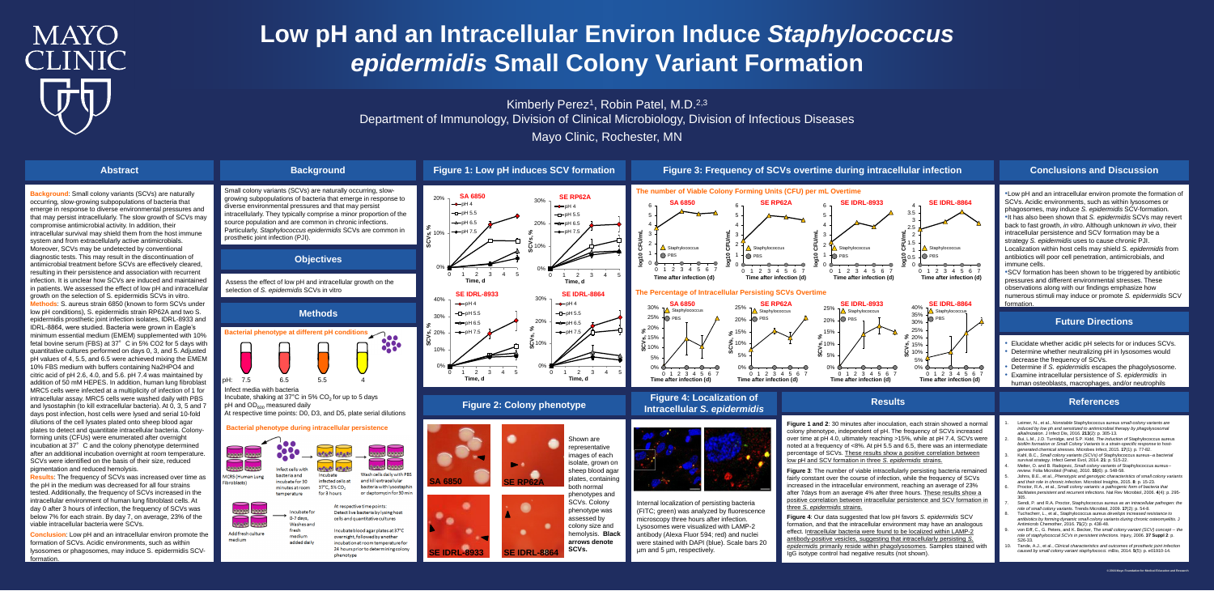# Low pH and an Intracellular Environ Induce *Staphylococcus epidermidis* Small Colony Variant Formation

Kimberly Perez[1], Robin Patel, M.D.[2,3]

Department of Immunology, Division of Clinical Microbiology, Division of Infectious Diseases

Mayo Clinic, Rochester, MN

## Abstract

**Background**: Small colony variants (SCVs) are naturally occurring, slow-growing subpopulations of bacteria that emerge in response to diverse environmental pressures and that may persist intracellularly. The slow growth of SCVs may compromise antimicrobial activity. In addition, their intracellular survival may shield them from the host immune system and from extracellularly active antimicrobials. Moreover, SCVs may be undetected by conventional diagnostic tests. This may result in the discontinuation of antimicrobial treatment before SCVs are effectively cleared, resulting in their persistence and association with recurrent infection. It is unclear how SCVs are induced and maintained in patients. We assessed the effect of low pH and intracellular growth on the selection of S. epidermidis SCVs in vitro.

**Methods:** S. aureus strain 6850 (known to form SCVs under low pH conditions), S. epidermidis strain RP62A and two S. epidermidis prosthetic joint infection isolates, IDRL-8933 and IDRL-8864, were studied. Bacteria were grown in Eagle's minimum essential medium (EMEM) supplemented with 10% fetal bovine serum (FBS) at 37° C in 5% CO2 for 5 days with quantitative cultures performed on days 0, 3, and 5. Adjusted pH values of 4, 5.5, and 6.5 were achieved mixing the EMEM 10% FBS medium with buffers containing Na2HPO4 and citric acid of pH 2.6, 4.0, and 5.6. pH 7.4 was maintained by addition of 50 mM HEPES. In addition, human lung fibroblast MRC5 cells were infected at a multiplicity of infection of 1 for intracellular assay. MRC5 cells were washed daily with PBS and lysostaphin (to kill extracellular bacteria). At 0, 3, 5 and 7 days post infection, host cells were lysed and serial 10-fold dilutions of the cell lysates plated onto sheep blood agar plates to detect and quantitate intracellular bacteria. Colony-forming units (CFUs) were enumerated after overnight incubation at 37° C and the colony phenotype determined after an additional incubation overnight at room temperature. SCVs were identified on the basis of their size, reduced pigmentation and reduced hemolysis.

**Results:** The frequency of SCVs was increased over time as the pH in the medium was decreased for all four strains tested. Additionally, the frequency of SCVs increased in the intracellular environment of human lung fibroblast cells. At day 0 after 3 hours of infection, the frequency of SCVs was below 7% for each strain. By day 7, on average, 23% of the viable intracellular bacteria were SCVs.

**Conclusion:** Low pH and an intracellular environ promote the formation of SCVs. Acidic environments, such as within lysosomes or phagosomes, may induce S. epidermidis SCV-formation.

## Background

Small colony variants (SCVs) are naturally occurring, slow-growing subpopulations of bacteria that emerge in response to diverse environmental pressures and that may persist intracellularly. They typically comprise a minor proportion of the source population and are common in chronic infections. Particularly, *Staphylococcus epidermidis* SCVs are common in prosthetic joint infection (PJI).

## Objectives

Assess the effect of low pH and intracellular growth on the selection of *S. epidermidis* SCVs in vitro

## Methods

### Bacterial phenotype at different pH conditions

pH: 7.5 | 6.5 | 5.5 | 4

Infect media with bacteria

Incubate, shaking at 37°C in 5% $CO_2$ for up to 5 days

pH and $OD_{600}$ measured daily

At respective time points: D0, D3, and D5, plate serial dilutions

### Bacterial phenotype during intracellular persistence

MRC5 (Human Lung Fibroblasts) → Infect cells with bacteria and incubate for 30 minutes at room temperature → Incubate infected cells at 37°C, 5% $CO_2$ for 3 hours → Wash cells daily with PBS and kill extracellular bacteria with lysostaphin or daptomycin for 30 min

Add fresh culture medium → Incubate for 0-7 days, Washes and fresh medium added daily

At respective time points: Detect live bacteria by lysing host cells and quantitative cultures

Incubate blood agar plates at 37°C overnight, followed by another incubation at room temperature for 24 hours prior to determining colony phenotype

## Figure 1: Low pH induces SCV formation

## Figure 2: Colony phenotype

Shown are representative images of each isolate, grown on sheep blood agar plates, containing both normal phenotypes and SCVs. Colony phenotype was assessed by colony size and hemolysis. **Black arrows denote SCVs.**

## Figure 3: Frequency of SCVs overtime during intracellular infection

The number of Viable Colony Forming Units (CFU) per mL Overtime

The Percentage of Intracellular Persisting SCVs Overtime

## Figure 4: Localization of Intracellular *S. epidermidis*

Internal localization of persisting bacteria (FITC; green) was analyzed by fluorescence microscopy three hours after infection. Lysosomes were visualized with LAMP-2 antibody (Alexa Fluor 594; red) and nuclei were stained with DAPI (blue). Scale bars 20 μm and 5 μm, respectively.

## Results

**Figure 1 and 2**: 30 minutes after inoculation, each strain showed a normal colony phenotype, independent of pH. The frequency of SCVs increased over time at pH 4.0, ultimately reaching >15%, while at pH 7.4, SCVs were noted at a frequency of <8%. At pH 5.5 and 6.5, there was an intermediate percentage of SCVs. These results show a positive correlation between low pH and SCV formation in three *S. epidermidis* strains.

**Figure 3**: The number of viable intracellularly persisting bacteria remained fairly constant over the course of infection, while the frequency of SCVs increased in the intracellular environment, reaching an average of 23% after 7days from an average 4% after three hours. These results show a positive correlation between intracellular persistence and SCV formation in three *S. epidermidis* strains.

**Figure 4**: Our data suggested that low pH favors *S. epidermidis* SCV formation, and that the intracellular environment may have an analogous effect. Intracellular bacteria were found to be localized within LAMP-2 antibody-positive vesicles, suggesting that intracellularly persisting *S. epidermidis* primarily reside within phagolysosomes. Samples stained with IgG isotype control had negative results (not shown).

## Conclusions and Discussion

- Low pH and an intracellular environ promote the formation of SCVs. Acidic environments, such as within lysosomes or phagosomes, may induce *S. epidermidis* SCV-formation.
- It has also been shown that *S. epidermidis* SCVs may revert back to fast growth, *in vitro*. Although unknown *in vivo*, their intracellular persistence and SCV formation may be a strategy *S. epidermidis* uses to cause chronic PJI. Localization within host cells may shield *S. epidermidis* from antibiotics will poor cell penetration, antimicrobials, and immune cells.
- SCV formation has been shown to be triggered by antibiotic pressures and different environmental stresses. These observations along with our findings emphasize how numerous stimuli may induce or promote *S. epidermidis* SCV formation.

## Future Directions

- Elucidate whether acidic pH selects for or induces SCVs.
- Determine whether neutralizing pH in lysosomes would decrease the frequency of SCVs.
- Determine if *S. epidermidis* escapes the phagolysosome.
- Examine intracellular persistence of *S. epidermidis* in human osteoblasts, macrophages, and/or neutrophils

## References

1. Leimer, N., et al., *Nonstable Staphylococcus aureus small-colony variants are induced by low pH and sensitized to antimicrobial therapy by phagolysosomal alkalinization*. J Infect Dis, 2016. **213**(2): p. 305-13.
2. Bui, L.M., J.D. Turnidge, and S.P. Kidd, *The induction of Staphylococcus aureus biofilm formation or Small Colony Variants is a strain-specific response to host-generated chemical stresses*. Microbes Infect, 2015. **17**(1): p. 77-82.
3. Kahl, B.C., *Small colony variants (SCVs) of Staphylococcus aureus--a bacterial survival strategy*. Infect Genet Evol, 2014. **21**: p. 515-22.
4. Melter, O. and B. Radojevic, *Small colony variants of Staphylococcus aureus--review*. Folia Microbiol (Praha), 2010. **55**(6): p. 548-58.
5. Johns, B.E., et al., *Phenotypic and genotypic characteristics of small colony variants and their role in chronic infection*. Microbiol Insights, 2015. **8**: p. 15-23.
6. Proctor, R.A., et al., *Small colony variants: a pathogenic form of bacteria that facilitates persistent and recurrent infections*. Nat Rev Microbiol, 2006. **4**(4): p. 295-305.
7. Sendi, P. and R.A. Proctor, *Staphylococcus aureus as an intracellular pathogen: the role of small colony variants*. Trends Microbiol, 2009. **17**(2): p. 54-8.
8. Tuchscherr, L., et al., *Staphylococcus aureus develops increased resistance to antibiotics by forming dynamic small colony variants during chronic osteomyelitis*. J Antimicrob Chemother, 2016. **71**(2): p. 438-48.
9. von Eiff, C., G. Peters, and K. Becker, *The small colony variant (SCV) concept -- the role of staphylococcal SCVs in persistent infections*. Injury, 2006. **37 Suppl 2**: p. S26-33.
10. Tande, A.J., et al., *Clinical characteristics and outcomes of prosthetic joint infection caused by small colony variant staphylococci*. mBio, 2014. **5**(5): p. e01910-14.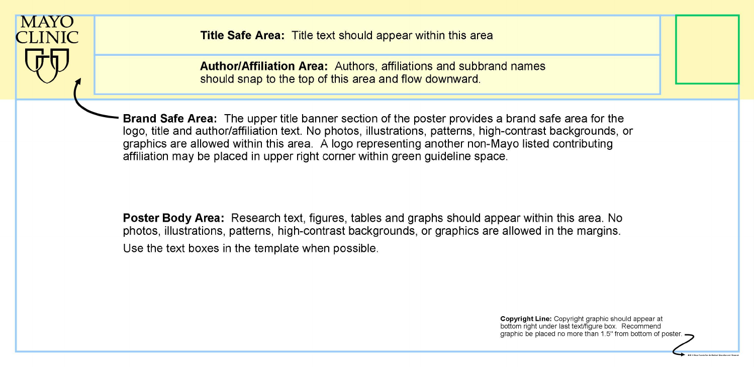MAYO CLINIC

**Title Safe Area:** Title text should appear within this area

**Author/Affiliation Area:** Authors, affiliations and subbrand names should snap to the top of this area and flow downward.

**Brand Safe Area:** The upper title banner section of the poster provides a brand safe area for the logo, title and author/affiliation text. No photos, illustrations, patterns, high-contrast backgrounds, or graphics are allowed within this area. A logo representing another non-Mayo listed contributing affiliation may be placed in upper right corner within green guideline space.

**Poster Body Area:** Research text, figures, tables and graphs should appear within this area. No photos, illustrations, patterns, high-contrast backgrounds, or graphics are allowed in the margins.

Use the text boxes in the template when possible.

**Copyright Line:** Copyright graphic should appear at bottom right under last text/figure box. Recommend graphic be placed no more than 1.5" from bottom of poster.

©© Mayo Foundation for Medical Education and Research